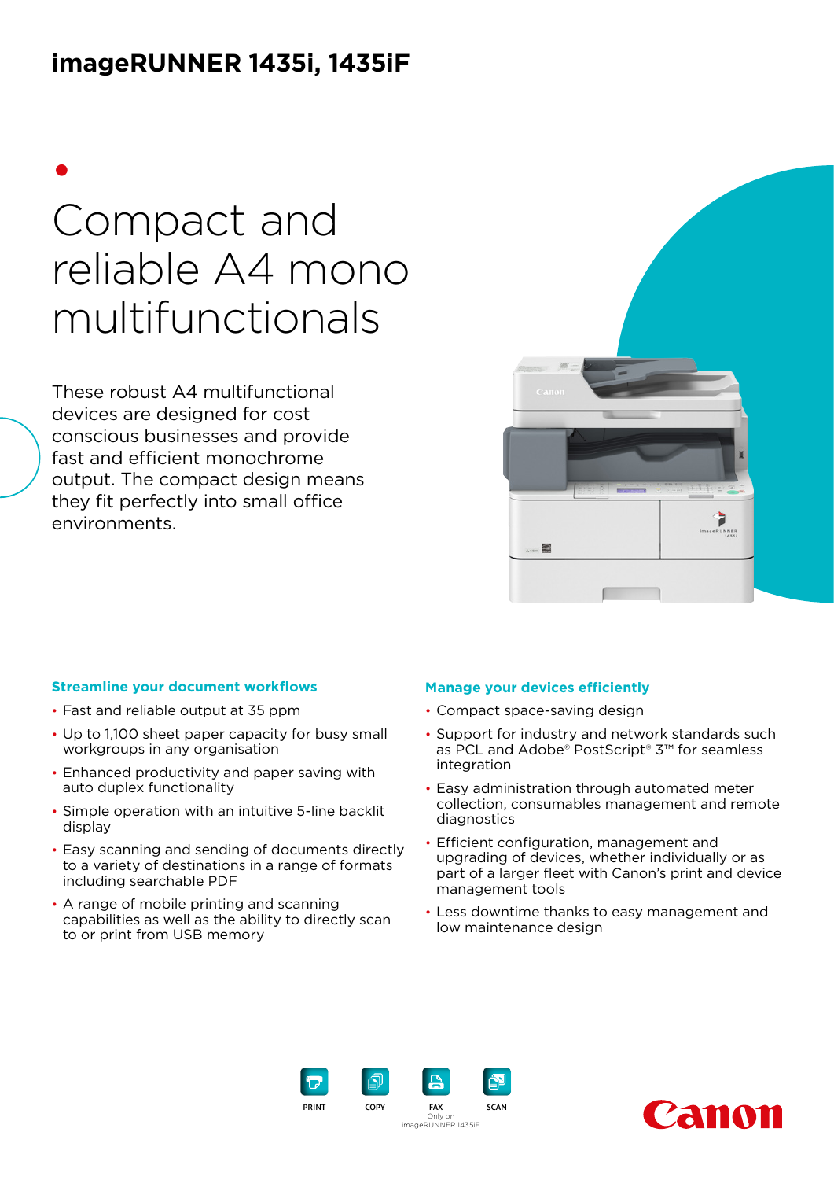# imageRUNNER 1435i, 1435iF

## Compact and reliable A4 mono multifunctionals

These robust A4 multifunctional devices are designed for cost conscious businesses and provide fast and efficient monochrome output. The compact design means they fit perfectly into small office environments.

### Streamline your document workflows

- Fast and reliable output at 35 ppm
- Up to 1,100 sheet paper capacity for busy small workgroups in any organisation
- Enhanced productivity and paper saving with auto duplex functionality
- Simple operation with an intuitive 5-line backlit display
- Easy scanning and sending of documents directly to a variety of destinations in a range of formats including searchable PDF
- A range of mobile printing and scanning capabilities as well as the ability to directly scan to or print from USB memory

### Manage your devices efficiently

- Compact space-saving design
- Support for industry and network standards such as PCL and Adobe® PostScript® 3™ for seamless integration
- Easy administration through automated meter collection, consumables management and remote diagnostics
- Efficient configuration, management and upgrading of devices, whether individually or as part of a larger fleet with Canon's print and device management tools
- Less downtime thanks to easy management and low maintenance design

PRINT | COPY | FAX (Only on imageRUNNER 1435iF) | SCAN

Canon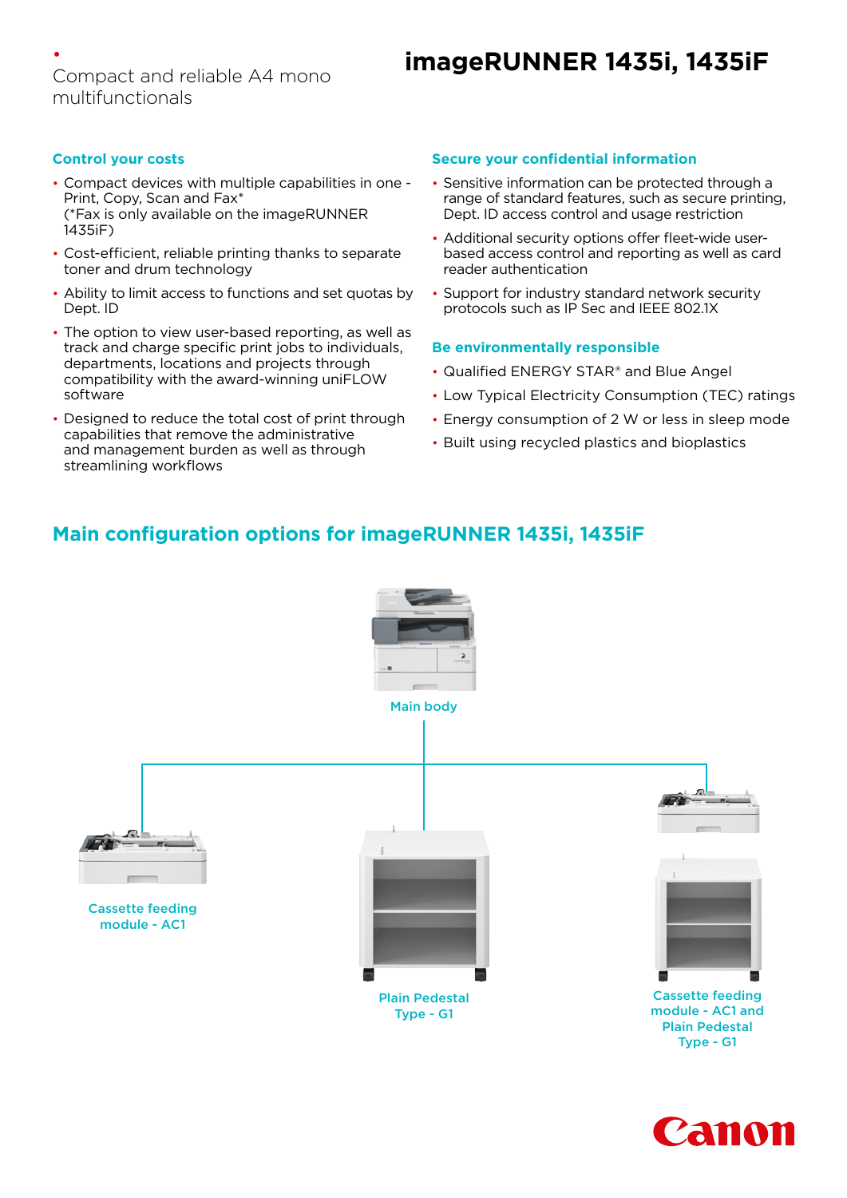Compact and reliable A4 mono multifunctionals

# imageRUNNER 1435i, 1435iF

## Control your costs

- Compact devices with multiple capabilities in one - Print, Copy, Scan and Fax*
  (*Fax is only available on the imageRUNNER 1435iF)
- Cost-efficient, reliable printing thanks to separate toner and drum technology
- Ability to limit access to functions and set quotas by Dept. ID
- The option to view user-based reporting, as well as track and charge specific print jobs to individuals, departments, locations and projects through compatibility with the award-winning uniFLOW software
- Designed to reduce the total cost of print through capabilities that remove the administrative and management burden as well as through streamlining workflows

## Secure your confidential information

- Sensitive information can be protected through a range of standard features, such as secure printing, Dept. ID access control and usage restriction
- Additional security options offer fleet-wide user-based access control and reporting as well as card reader authentication
- Support for industry standard network security protocols such as IP Sec and IEEE 802.1X

## Be environmentally responsible

- Qualified ENERGY STAR® and Blue Angel
- Low Typical Electricity Consumption (TEC) ratings
- Energy consumption of 2 W or less in sleep mode
- Built using recycled plastics and bioplastics

## Main configuration options for imageRUNNER 1435i, 1435iF

Main body

Cassette feeding module - AC1

Plain Pedestal Type - G1

Cassette feeding module - AC1 and Plain Pedestal Type - G1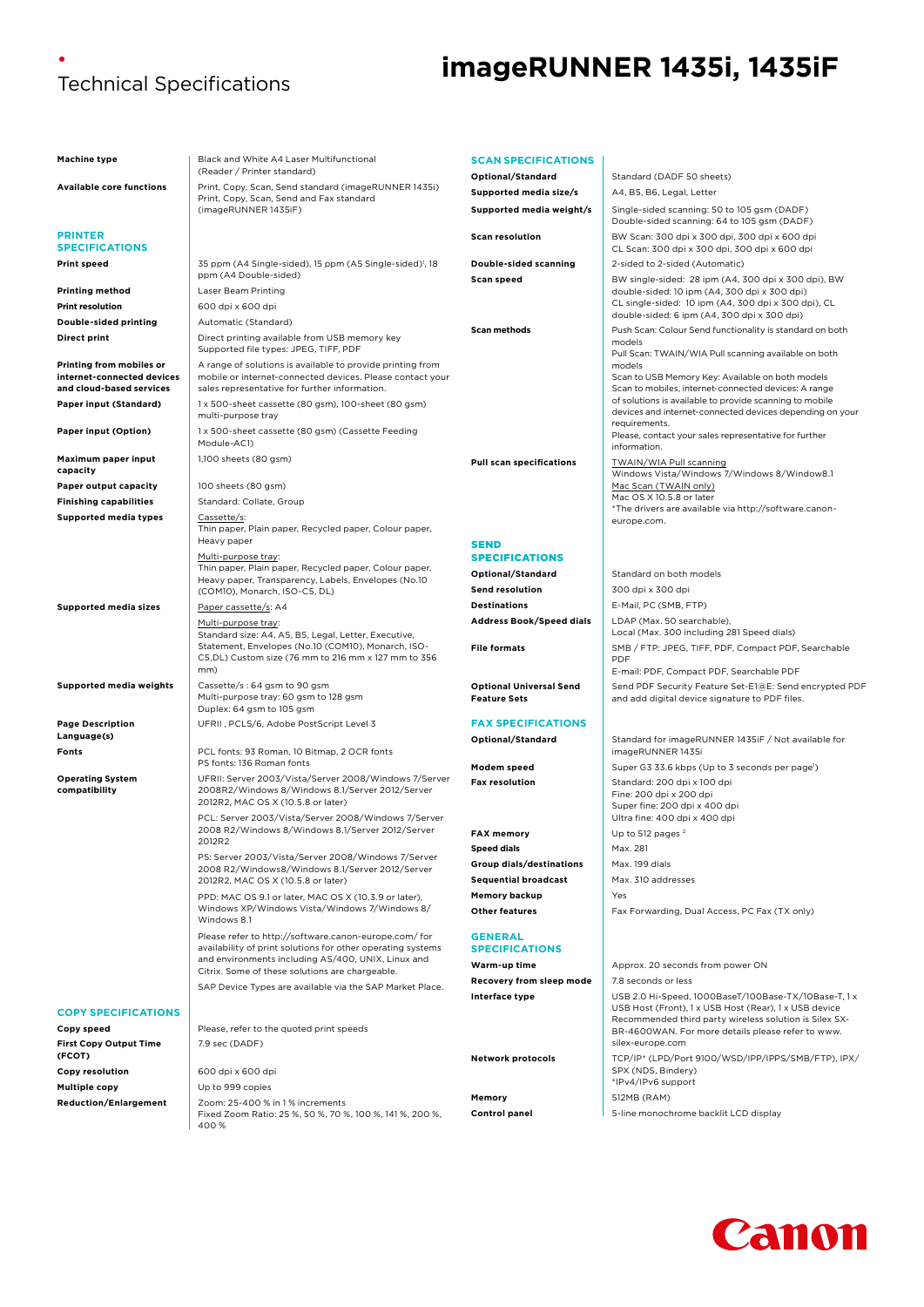# Technical Specifications

# imageRUNNER 1435i, 1435iF

| | |
|---|---|
| **Machine type** | Black and White A4 Laser Multifunctional (Reader / Printer standard) |
| **Available core functions** | Print, Copy, Scan, Send standard (imageRUNNER 1435i)<br>Print, Copy, Scan, Send and Fax standard (imageRUNNER 1435iF) |

## PRINTER SPECIFICATIONS

| | |
|---|---|
| **Print speed** | 35 ppm (A4 Single-sided), 15 ppm (A5 Single-sided)[1], 18 ppm (A4 Double-sided) |
| **Printing method** | Laser Beam Printing |
| **Print resolution** | 600 dpi x 600 dpi |
| **Double-sided printing** | Automatic (Standard) |
| **Direct print** | Direct printing available from USB memory key<br>Supported file types: JPEG, TIFF, PDF |
| **Printing from mobiles or internet-connected devices and cloud-based services** | A range of solutions is available to provide printing from mobile or internet-connected devices. Please contact your sales representative for further information. |
| **Paper input (Standard)** | 1 x 500-sheet cassette (80 gsm), 100-sheet (80 gsm) multi-purpose tray |
| **Paper input (Option)** | 1 x 500-sheet cassette (80 gsm) (Cassette Feeding Module-AC1) |
| **Maximum paper input capacity** | 1,100 sheets (80 gsm) |
| **Paper output capacity** | 100 sheets (80 gsm) |
| **Finishing capabilities** | Standard: Collate, Group |
| **Supported media types** | Cassette/s:<br>Thin paper, Plain paper, Recycled paper, Colour paper, Heavy paper<br>Multi-purpose tray:<br>Thin paper, Plain paper, Recycled paper, Colour paper, Heavy paper, Transparency, Labels, Envelopes (No.10 (COM10), Monarch, ISO-C5, DL) |
| **Supported media sizes** | Paper cassette/s: A4<br>Multi-purpose tray:<br>Standard size: A4, A5, B5, Legal, Letter, Executive, Statement, Envelopes (No.10 (COM10), Monarch, ISO-C5,DL) Custom size (76 mm to 216 mm x 127 mm to 356 mm) |
| **Supported media weights** | Cassette/s : 64 gsm to 90 gsm<br>Multi-purpose tray: 60 gsm to 128 gsm<br>Duplex: 64 gsm to 105 gsm |
| **Page Description Language(s)** | UFRII , PCL5/6, Adobe PostScript Level 3 |
| **Fonts** | PCL fonts: 93 Roman, 10 Bitmap, 2 OCR fonts<br>PS fonts: 136 Roman fonts |
| **Operating System compatibility** | UFRII: Server 2003/Vista/Server 2008/Windows 7/Server 2008R2/Windows 8/Windows 8.1/Server 2012/Server 2012R2, MAC OS X (10.5.8 or later)<br>PCL: Server 2003/Vista/Server 2008/Windows 7/Server 2008 R2/Windows 8/Windows 8.1/Server 2012/Server 2012R2<br>PS: Server 2003/Vista/Server 2008/Windows 7/Server 2008 R2/Windows8/Windows 8.1/Server 2012/Server 2012R2, MAC OS X (10.5.8 or later)<br>PPD: MAC OS 9.1 or later, MAC OS X (10.3.9 or later), Windows XP/Windows Vista/Windows 7/Windows 8/ Windows 8.1<br>Please refer to http://software.canon-europe.com/ for availability of print solutions for other operating systems and environments including AS/400, UNIX, Linux and Citrix. Some of these solutions are chargeable.<br>SAP Device Types are available via the SAP Market Place. |

## COPY SPECIFICATIONS

| | |
|---|---|
| **Copy speed** | Please, refer to the quoted print speeds |
| **First Copy Output Time (FCOT)** | 7.9 sec (DADF) |
| **Copy resolution** | 600 dpi x 600 dpi |
| **Multiple copy** | Up to 999 copies |
| **Reduction/Enlargement** | Zoom: 25-400 % in 1 % increments<br>Fixed Zoom Ratio: 25 %, 50 %, 70 %, 100 %, 141 %, 200 %, 400 % |

## SCAN SPECIFICATIONS

| | |
|---|---|
| **Optional/Standard** | Standard (DADF 50 sheets) |
| **Supported media size/s** | A4, B5, B6, Legal, Letter |
| **Supported media weight/s** | Single-sided scanning: 50 to 105 gsm (DADF)<br>Double-sided scanning: 64 to 105 gsm (DADF) |
| **Scan resolution** | BW Scan: 300 dpi x 300 dpi, 300 dpi x 600 dpi<br>CL Scan: 300 dpi x 300 dpi, 300 dpi x 600 dpi |
| **Double-sided scanning** | 2-sided to 2-sided (Automatic) |
| **Scan speed** | BW single-sided: 28 ipm (A4, 300 dpi x 300 dpi), BW double-sided: 10 ipm (A4, 300 dpi x 300 dpi)<br>CL single-sided: 10 ipm (A4, 300 dpi x 300 dpi), CL double-sided: 6 ipm (A4, 300 dpi x 300 dpi) |
| **Scan methods** | Push Scan: Colour Send functionality is standard on both models<br>Pull Scan: TWAIN/WIA Pull scanning available on both models<br>Scan to USB Memory Key: Available on both models<br>Scan to mobiles, internet-connected devices: A range of solutions is available to provide scanning to mobile devices and internet-connected devices depending on your requirements.<br>Please, contact your sales representative for further information. |
| **Pull scan specifications** | TWAIN/WIA Pull scanning<br>Windows Vista/Windows 7/Window 8/Window8.1<br>Mac Scan (TWAIN only)<br>Mac OS X 10.5.8 or later<br>*The drivers are available via http://software.canon-europe.com. |

## SEND SPECIFICATIONS

| | |
|---|---|
| **Optional/Standard** | Standard on both models |
| **Send resolution** | 300 dpi x 300 dpi |
| **Destinations** | E-Mail, PC (SMB, FTP) |
| **Address Book/Speed dials** | LDAP (Max. 50 searchable),<br>Local (Max. 300 including 281 Speed dials) |
| **File formats** | SMB / FTP: JPEG, TIFF, PDF, Compact PDF, Searchable PDF<br>E-mail: PDF, Compact PDF, Searchable PDF |
| **Optional Universal Send Feature Sets** | Send PDF Security Feature Set-E1@E: Send encrypted PDF and add digital device signature to PDF files. |

## FAX SPECIFICATIONS

| | |
|---|---|
| **Optional/Standard** | Standard for imageRUNNER 1435iF / Not available for imageRUNNER 1435i |
| **Modem speed** | Super G3 33.6 kbps (Up to 3 seconds per page[1]) |
| **Fax resolution** | Standard: 200 dpi x 100 dpi<br>Fine: 200 dpi x 200 dpi<br>Super fine: 200 dpi x 400 dpi<br>Ultra fine: 400 dpi x 400 dpi |
| **FAX memory** | Up to 512 pages [2] |
| **Speed dials** | Max. 281 |
| **Group dials/destinations** | Max. 199 dials |
| **Sequential broadcast** | Max. 310 addresses |
| **Memory backup** | Yes |
| **Other features** | Fax Forwarding, Dual Access, PC Fax (TX only) |

## GENERAL SPECIFICATIONS

| | |
|---|---|
| **Warm-up time** | Approx. 20 seconds from power ON |
| **Recovery from sleep mode** | 7.8 seconds or less |
| **Interface type** | USB 2.0 Hi-Speed, 1000BaseT/100Base-TX/10Base-T, 1 x USB Host (Front), 1 x USB Host (Rear), 1 x USB device<br>Recommended third party wireless solution is Silex SX-BR-4600WAN. For more details please refer to www.silex-europe.com |
| **Network protocols** | TCP/IP* (LPD/Port 9100/WSD/IPP/IPPS/SMB/FTP), IPX/SPX (NDS, Bindery)<br>*IPv4/IPv6 support |
| **Memory** | 512MB (RAM) |
| **Control panel** | 5-line monochrome backlit LCD display |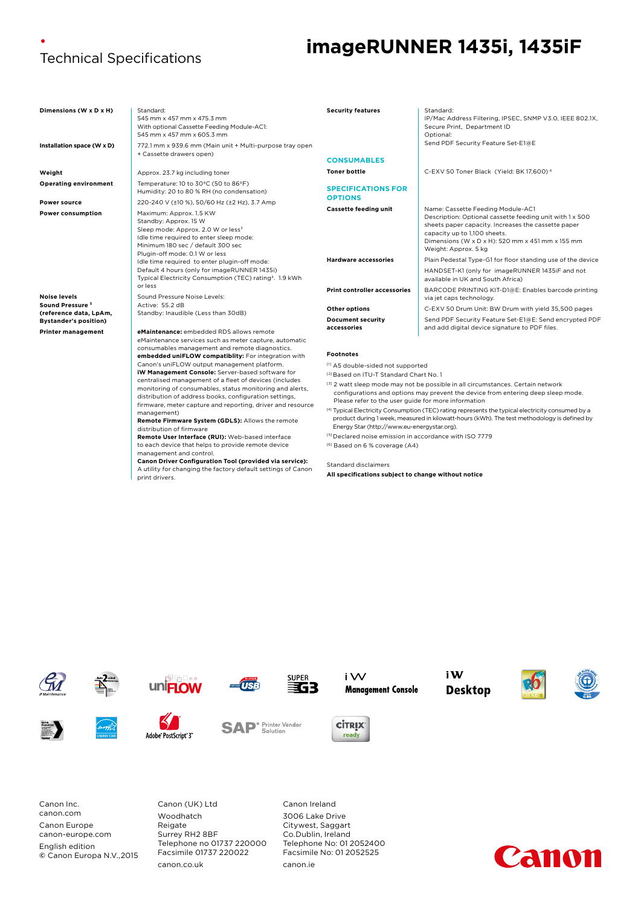Technical Specifications

# imageRUNNER 1435i, 1435iF

| | |
|---|---|
| **Dimensions (W x D x H)** | Standard: 545 mm x 457 mm x 475.3 mm With optional Cassette Feeding Module-AC1: 545 mm x 457 mm x 605.3 mm |
| **Installation space (W x D)** | 772.1 mm x 939.6 mm (Main unit + Multi-purpose tray open + Cassette drawers open) |
| **Weight** | Approx. 23.7 kg including toner |
| **Operating environment** | Temperature: 10 to 30ºC (50 to 86ºF) Humidity: 20 to 80 % RH (no condensation) |
| **Power source** | 220-240 V (±10 %), 50/60 Hz (±2 Hz), 3.7 Amp |
| **Power consumption** | Maximum: Approx. 1.5 KW Standby: Approx. 15 W Sleep mode: Approx. 2.0 W or less[3] Idle time required to enter sleep mode: Minimum 180 sec / default 300 sec Plugin-off mode: 0.1 W or less Idle time required to enter plugin-off mode: Default 4 hours (only for imageRUNNER 1435i) Typical Electricity Consumption (TEC) rating[4]. 1.9 kWh or less |
| **Noise levels Sound Pressure [5] (reference data, LpAm, Bystander's position)** | Sound Pressure Noise Levels: Active: 55.2 dB Standby: Inaudible (Less than 30dB) |
| **Printer management** | **eMaintenance:** embedded RDS allows remote eMaintenance services such as meter capture, automatic consumables management and remote diagnostics. **embedded uniFLOW compatiblity:** For integration with Canon's uniFLOW output management platform. **iW Management Console:** Server-based software for centralised management of a fleet of devices (includes monitoring of consumables, status monitoring and alerts, distribution of address books, configuration settings, firmware, meter capture and reporting, driver and resource management) **Remote Firmware System (GDLS):** Allows the remote distribution of firmware **Remote User Interface (RUI):** Web-based interface to each device that helps to provide remote device management and control. **Canon Driver Configuration Tool (provided via service):** A utility for changing the factory default settings of Canon print drivers. |
| **Security features** | Standard: IP/Mac Address Filtering, IPSEC, SNMP V3.0, IEEE 802.1X, Secure Print, Department ID Optional: Send PDF Security Feature Set-E1@E |

## CONSUMABLES

| | |
|---|---|
| **Toner bottle** | C-EXV 50 Toner Black (Yield: BK 17,600) [6] |

## SPECIFICATIONS FOR OPTIONS

| | |
|---|---|
| **Cassette feeding unit** | Name: Cassette Feeding Module-AC1 Description: Optional cassette feeding unit with 1 x 500 sheets paper capacity. Increases the cassette paper capacity up to 1,100 sheets. Dimensions (W x D x H): 520 mm x 451 mm x 155 mm Weight: Approx. 5 kg |
| **Hardware accessories** | Plain Pedestal Type-G1 for floor standing use of the device HANDSET-K1 (only for imageRUNNER 1435iF and not available in UK and South Africa) |
| **Print controller accessories** | BARCODE PRINTING KIT-D1@E: Enables barcode printing via jet caps technology. |
| **Other options** | C-EXV 50 Drum Unit: BW Drum with yield 35,500 pages |
| **Document security accessories** | Send PDF Security Feature Set-E1@E: Send encrypted PDF and add digital device signature to PDF files. |

**Footnotes**

[1] A5 double-sided not supported

[2] Based on ITU-T Standard Chart No. 1

[3] 2 watt sleep mode may not be possible in all circumstances. Certain network configurations and options may prevent the device from entering deep sleep mode. Please refer to the user guide for more information

[4] Typical Electricity Consumption (TEC) rating represents the typical electricity consumed by a product during 1 week, measured in kilowatt-hours (kWh). The test methodology is defined by Energy Star (http://www.eu-energystar.org).

[5] Declared noise emission in accordance with ISO 7779

[6] Based on 6 % coverage (A4)

Standard disclaimers

**All specifications subject to change without notice**

Canon Inc.
canon.com

Canon Europe
canon-europe.com

English edition
© Canon Europa N.V.,2015

Canon (UK) Ltd
Woodhatch
Reigate
Surrey RH2 8BF
Telephone no 01737 220000
Facsimile 01737 220022

canon.co.uk

Canon Ireland
3006 Lake Drive
Citywest, Saggart
Co.Dublin, Ireland
Telephone No: 01 2052400
Facsimile No: 01 2052525

canon.ie